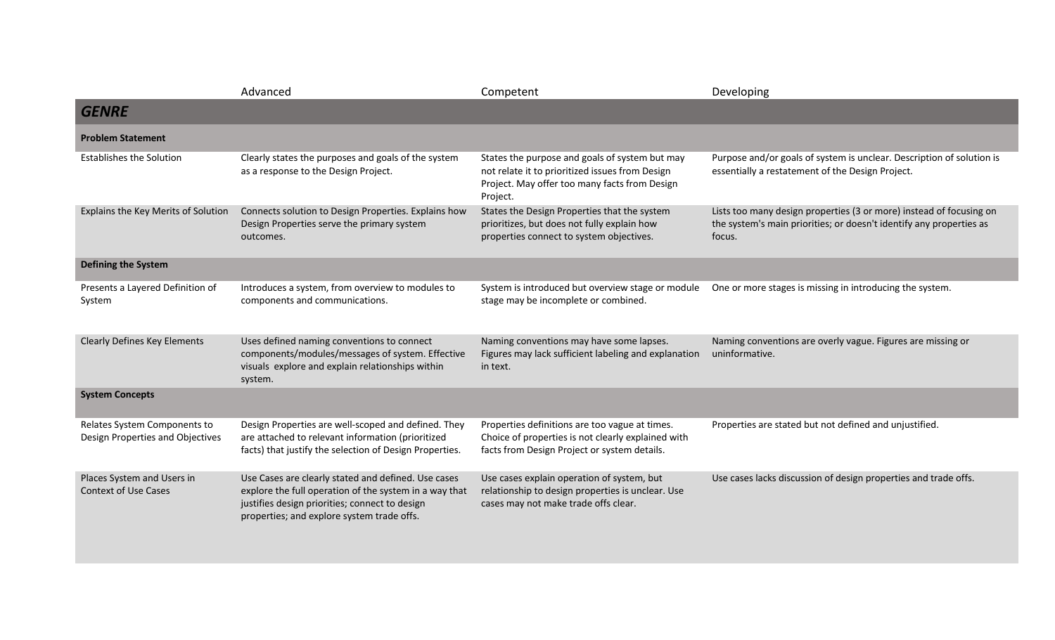| | Advanced | Competent | Developing |
|---|---|---|---|
| ***GENRE*** | | | |
| **Problem Statement** | | | |
| Establishes the Solution | Clearly states the purposes and goals of the system as a response to the Design Project. | States the purpose and goals of system but may not relate it to prioritized issues from Design Project. May offer too many facts from Design Project. | Purpose and/or goals of system is unclear. Description of solution is essentially a restatement of the Design Project. |
| Explains the Key Merits of Solution | Connects solution to Design Properties. Explains how Design Properties serve the primary system outcomes. | States the Design Properties that the system prioritizes, but does not fully explain how properties connect to system objectives. | Lists too many design properties (3 or more) instead of focusing on the system's main priorities; or doesn't identify any properties as focus. |
| **Defining the System** | | | |
| Presents a Layered Definition of System | Introduces a system, from overview to modules to components and communications. | System is introduced but overview stage or module stage may be incomplete or combined. | One or more stages is missing in introducing the system. |
| Clearly Defines Key Elements | Uses defined naming conventions to connect components/modules/messages of system. Effective visuals explore and explain relationships within system. | Naming conventions may have some lapses. Figures may lack sufficient labeling and explanation in text. | Naming conventions are overly vague. Figures are missing or uninformative. |
| **System Concepts** | | | |
| Relates System Components to Design Properties and Objectives | Design Properties are well-scoped and defined. They are attached to relevant information (prioritized facts) that justify the selection of Design Properties. | Properties definitions are too vague at times. Choice of properties is not clearly explained with facts from Design Project or system details. | Properties are stated but not defined and unjustified. |
| Places System and Users in Context of Use Cases | Use Cases are clearly stated and defined. Use cases explore the full operation of the system in a way that justifies design priorities; connect to design properties; and explore system trade offs. | Use cases explain operation of system, but relationship to design properties is unclear. Use cases may not make trade offs clear. | Use cases lacks discussion of design properties and trade offs. |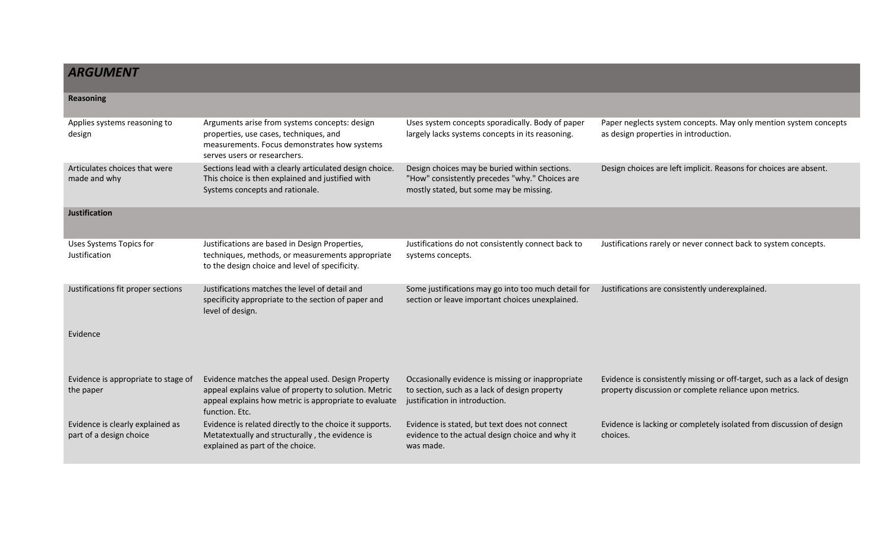| ***ARGUMENT*** | | | |
|---|---|---|---|
| **Reasoning** | | | |
| Applies systems reasoning to design | Arguments arise from systems concepts: design properties, use cases, techniques, and measurements. Focus demonstrates how systems serves users or researchers. | Uses system concepts sporadically. Body of paper largely lacks systems concepts in its reasoning. | Paper neglects system concepts. May only mention system concepts as design properties in introduction. |
| Articulates choices that were made and why | Sections lead with a clearly articulated design choice. This choice is then explained and justified with Systems concepts and rationale. | Design choices may be buried within sections. "How" consistently precedes "why." Choices are mostly stated, but some may be missing. | Design choices are left implicit. Reasons for choices are absent. |
| **Justification** | | | |
| Uses Systems Topics for Justification | Justifications are based in Design Properties, techniques, methods, or measurements appropriate to the design choice and level of specificity. | Justifications do not consistently connect back to systems concepts. | Justifications rarely or never connect back to system concepts. |
| Justifications fit proper sections | Justifications matches the level of detail and specificity appropriate to the section of paper and level of design. | Some justifications may go into too much detail for section or leave important choices unexplained. | Justifications are consistently underexplained. |
| Evidence | | | |
| Evidence is appropriate to stage of the paper | Evidence matches the appeal used. Design Property appeal explains value of property to solution. Metric appeal explains how metric is appropriate to evaluate function. Etc. | Occasionally evidence is missing or inappropriate to section, such as a lack of design property justification in introduction. | Evidence is consistently missing or off-target, such as a lack of design property discussion or complete reliance upon metrics. |
| Evidence is clearly explained as part of a design choice | Evidence is related directly to the choice it supports. Metatextually and structurally , the evidence is explained as part of the choice. | Evidence is stated, but text does not connect evidence to the actual design choice and why it was made. | Evidence is lacking or completely isolated from discussion of design choices. |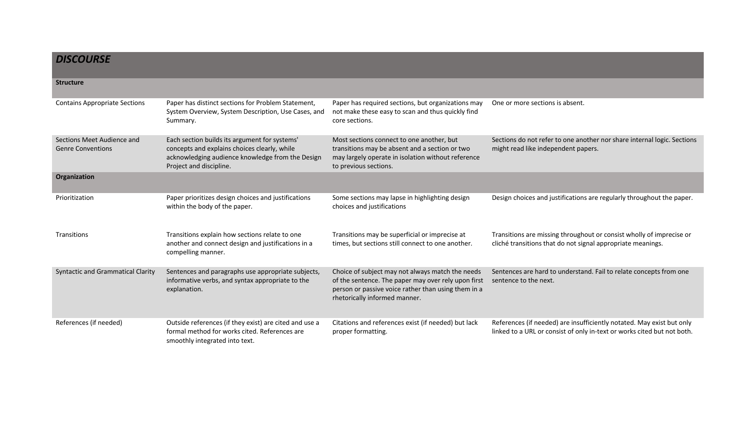| ***DISCOURSE*** | | | |
|---|---|---|---|
| **Structure** | | | |
| Contains Appropriate Sections | Paper has distinct sections for Problem Statement, System Overview, System Description, Use Cases, and Summary. | Paper has required sections, but organizations may not make these easy to scan and thus quickly find core sections. | One or more sections is absent. |
| Sections Meet Audience and Genre Conventions | Each section builds its argument for systems' concepts and explains choices clearly, while acknowledging audience knowledge from the Design Project and discipline. | Most sections connect to one another, but transitions may be absent and a section or two may largely operate in isolation without reference to previous sections. | Sections do not refer to one another nor share internal logic. Sections might read like independent papers. |
| **Organization** | | | |
| Prioritization | Paper prioritizes design choices and justifications within the body of the paper. | Some sections may lapse in highlighting design choices and justifications | Design choices and justifications are regularly throughout the paper. |
| Transitions | Transitions explain how sections relate to one another and connect design and justifications in a compelling manner. | Transitions may be superficial or imprecise at times, but sections still connect to one another. | Transitions are missing throughout or consist wholly of imprecise or cliché transitions that do not signal appropriate meanings. |
| Syntactic and Grammatical Clarity | Sentences and paragraphs use appropriate subjects, informative verbs, and syntax appropriate to the explanation. | Choice of subject may not always match the needs of the sentence. The paper may over rely upon first person or passive voice rather than using them in a rhetorically informed manner. | Sentences are hard to understand. Fail to relate concepts from one sentence to the next. |
| References (if needed) | Outside references (if they exist) are cited and use a formal method for works cited. References are smoothly integrated into text. | Citations and references exist (if needed) but lack proper formatting. | References (if needed) are insufficiently notated. May exist but only linked to a URL or consist of only in-text or works cited but not both. |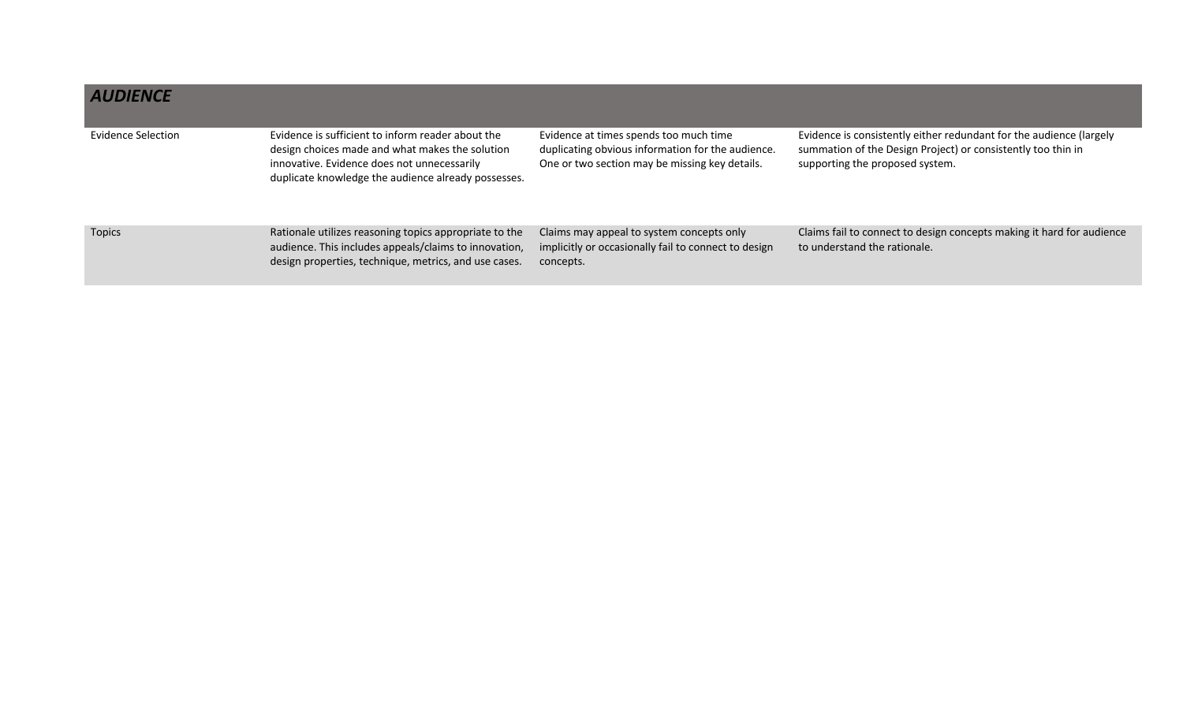| ***AUDIENCE*** | | | |
|---|---|---|---|
| Evidence Selection | Evidence is sufficient to inform reader about the design choices made and what makes the solution innovative. Evidence does not unnecessarily duplicate knowledge the audience already possesses. | Evidence at times spends too much time duplicating obvious information for the audience. One or two section may be missing key details. | Evidence is consistently either redundant for the audience (largely summation of the Design Project) or consistently too thin in supporting the proposed system. |
| Topics | Rationale utilizes reasoning topics appropriate to the audience. This includes appeals/claims to innovation, design properties, technique, metrics, and use cases. | Claims may appeal to system concepts only implicitly or occasionally fail to connect to design concepts. | Claims fail to connect to design concepts making it hard for audience to understand the rationale. |